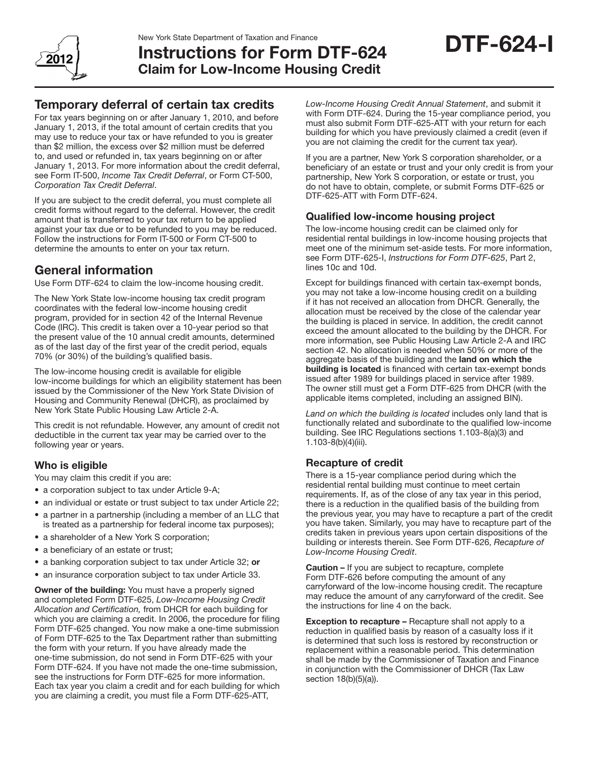New York State Department of Taxation and Finance

# Instructions for Form DTF-624 Claim for Low-Income Housing Credit

**DTF-624-I**

2012

## Temporary deferral of certain tax credits

For tax years beginning on or after January 1, 2010, and before January 1, 2013, if the total amount of certain credits that you may use to reduce your tax or have refunded to you is greater than $2 million, the excess over $2 million must be deferred to, and used or refunded in, tax years beginning on or after January 1, 2013. For more information about the credit deferral, see Form IT-500, *Income Tax Credit Deferral*, or Form CT-500, *Corporation Tax Credit Deferral*.

If you are subject to the credit deferral, you must complete all credit forms without regard to the deferral. However, the credit amount that is transferred to your tax return to be applied against your tax due or to be refunded to you may be reduced. Follow the instructions for Form IT-500 or Form CT-500 to determine the amounts to enter on your tax return.

## General information

Use Form DTF-624 to claim the low-income housing credit.

The New York State low-income housing tax credit program coordinates with the federal low-income housing credit program, provided for in section 42 of the Internal Revenue Code (IRC). This credit is taken over a 10-year period so that the present value of the 10 annual credit amounts, determined as of the last day of the first year of the credit period, equals 70% (or 30%) of the building's qualified basis.

The low-income housing credit is available for eligible low-income buildings for which an eligibility statement has been issued by the Commissioner of the New York State Division of Housing and Community Renewal (DHCR), as proclaimed by New York State Public Housing Law Article 2-A.

This credit is not refundable. However, any amount of credit not deductible in the current tax year may be carried over to the following year or years.

### Who is eligible

You may claim this credit if you are:

- a corporation subject to tax under Article 9-A;
- an individual or estate or trust subject to tax under Article 22;
- a partner in a partnership (including a member of an LLC that is treated as a partnership for federal income tax purposes);
- a shareholder of a New York S corporation;
- a beneficiary of an estate or trust;
- a banking corporation subject to tax under Article 32; **or**
- an insurance corporation subject to tax under Article 33.

**Owner of the building:** You must have a properly signed and completed Form DTF-625, *Low-Income Housing Credit Allocation and Certification,* from DHCR for each building for which you are claiming a credit. In 2006, the procedure for filing Form DTF-625 changed. You now make a one-time submission of Form DTF-625 to the Tax Department rather than submitting the form with your return. If you have already made the one-time submission, do not send in Form DTF-625 with your Form DTF-624. If you have not made the one-time submission, see the instructions for Form DTF-625 for more information. Each tax year you claim a credit and for each building for which you are claiming a credit, you must file a Form DTF-625-ATT, *Low-Income Housing Credit Annual Statement*, and submit it with Form DTF-624. During the 15-year compliance period, you must also submit Form DTF-625-ATT with your return for each building for which you have previously claimed a credit (even if you are not claiming the credit for the current tax year).

If you are a partner, New York S corporation shareholder, or a beneficiary of an estate or trust and your only credit is from your partnership, New York S corporation, or estate or trust, you do not have to obtain, complete, or submit Forms DTF-625 or DTF-625-ATT with Form DTF-624.

### Qualified low-income housing project

The low-income housing credit can be claimed only for residential rental buildings in low-income housing projects that meet one of the minimum set-aside tests. For more information, see Form DTF-625-I, *Instructions for Form DTF-625*, Part 2, lines 10c and 10d.

Except for buildings financed with certain tax-exempt bonds, you may not take a low-income housing credit on a building if it has not received an allocation from DHCR. Generally, the allocation must be received by the close of the calendar year the building is placed in service. In addition, the credit cannot exceed the amount allocated to the building by the DHCR. For more information, see Public Housing Law Article 2-A and IRC section 42. No allocation is needed when 50% or more of the aggregate basis of the building and the **land on which the building is located** is financed with certain tax-exempt bonds issued after 1989 for buildings placed in service after 1989. The owner still must get a Form DTF-625 from DHCR (with the applicable items completed, including an assigned BIN).

*Land on which the building is located* includes only land that is functionally related and subordinate to the qualified low-income building. See IRC Regulations sections 1.103-8(a)(3) and 1.103-8(b)(4)(iii).

### Recapture of credit

There is a 15-year compliance period during which the residential rental building must continue to meet certain requirements. If, as of the close of any tax year in this period, there is a reduction in the qualified basis of the building from the previous year, you may have to recapture a part of the credit you have taken. Similarly, you may have to recapture part of the credits taken in previous years upon certain dispositions of the building or interests therein. See Form DTF-626, *Recapture of Low-Income Housing Credit*.

**Caution –** If you are subject to recapture, complete Form DTF-626 before computing the amount of any carryforward of the low-income housing credit. The recapture may reduce the amount of any carryforward of the credit. See the instructions for line 4 on the back.

**Exception to recapture –** Recapture shall not apply to a reduction in qualified basis by reason of a casualty loss if it is determined that such loss is restored by reconstruction or replacement within a reasonable period. This determination shall be made by the Commissioner of Taxation and Finance in conjunction with the Commissioner of DHCR (Tax Law section 18(b)(5)(a)).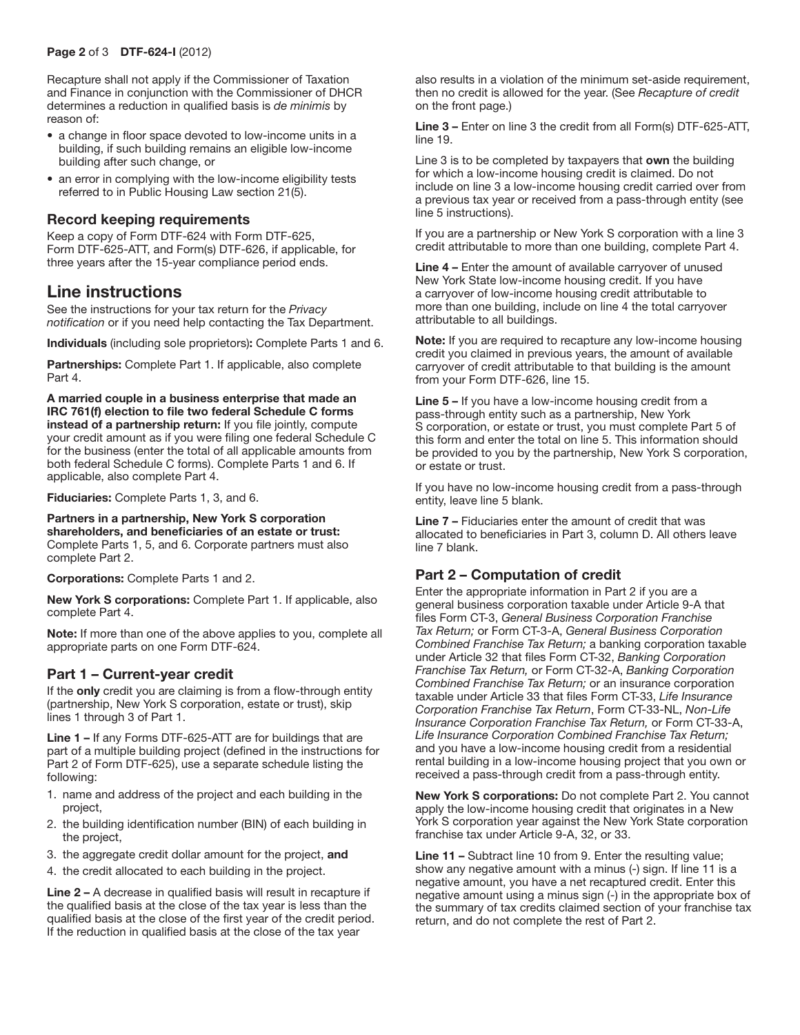Recapture shall not apply if the Commissioner of Taxation and Finance in conjunction with the Commissioner of DHCR determines a reduction in qualified basis is *de minimis* by reason of:

- a change in floor space devoted to low-income units in a building, if such building remains an eligible low-income building after such change, or
- an error in complying with the low-income eligibility tests referred to in Public Housing Law section 21(5).

### Record keeping requirements

Keep a copy of Form DTF-624 with Form DTF-625, Form DTF-625-ATT, and Form(s) DTF-626, if applicable, for three years after the 15-year compliance period ends.

## Line instructions

See the instructions for your tax return for the *Privacy notification* or if you need help contacting the Tax Department.

**Individuals** (including sole proprietors)**:** Complete Parts 1 and 6.

**Partnerships:** Complete Part 1. If applicable, also complete Part 4.

**A married couple in a business enterprise that made an IRC 761(f) election to file two federal Schedule C forms instead of a partnership return:** If you file jointly, compute your credit amount as if you were filing one federal Schedule C for the business (enter the total of all applicable amounts from both federal Schedule C forms). Complete Parts 1 and 6. If applicable, also complete Part 4.

**Fiduciaries:** Complete Parts 1, 3, and 6.

**Partners in a partnership, New York S corporation shareholders, and beneficiaries of an estate or trust:** Complete Parts 1, 5, and 6. Corporate partners must also complete Part 2.

**Corporations:** Complete Parts 1 and 2.

**New York S corporations:** Complete Part 1. If applicable, also complete Part 4.

**Note:** If more than one of the above applies to you, complete all appropriate parts on one Form DTF-624.

### Part 1 – Current-year credit

If the **only** credit you are claiming is from a flow-through entity (partnership, New York S corporation, estate or trust), skip lines 1 through 3 of Part 1.

**Line 1 –** If any Forms DTF-625-ATT are for buildings that are part of a multiple building project (defined in the instructions for Part 2 of Form DTF-625), use a separate schedule listing the following:

1. name and address of the project and each building in the project,
2. the building identification number (BIN) of each building in the project,
3. the aggregate credit dollar amount for the project, **and**
4. the credit allocated to each building in the project.

**Line 2 –** A decrease in qualified basis will result in recapture if the qualified basis at the close of the tax year is less than the qualified basis at the close of the first year of the credit period. If the reduction in qualified basis at the close of the tax year also results in a violation of the minimum set-aside requirement, then no credit is allowed for the year. (See *Recapture of credit* on the front page.)

**Line 3 –** Enter on line 3 the credit from all Form(s) DTF-625-ATT, line 19.

Line 3 is to be completed by taxpayers that **own** the building for which a low-income housing credit is claimed. Do not include on line 3 a low-income housing credit carried over from a previous tax year or received from a pass-through entity (see line 5 instructions).

If you are a partnership or New York S corporation with a line 3 credit attributable to more than one building, complete Part 4.

**Line 4 –** Enter the amount of available carryover of unused New York State low-income housing credit. If you have a carryover of low-income housing credit attributable to more than one building, include on line 4 the total carryover attributable to all buildings.

**Note:** If you are required to recapture any low-income housing credit you claimed in previous years, the amount of available carryover of credit attributable to that building is the amount from your Form DTF-626, line 15.

**Line 5 –** If you have a low-income housing credit from a pass-through entity such as a partnership, New York S corporation, or estate or trust, you must complete Part 5 of this form and enter the total on line 5. This information should be provided to you by the partnership, New York S corporation, or estate or trust.

If you have no low-income housing credit from a pass-through entity, leave line 5 blank.

**Line 7 –** Fiduciaries enter the amount of credit that was allocated to beneficiaries in Part 3, column D. All others leave line 7 blank.

### Part 2 – Computation of credit

Enter the appropriate information in Part 2 if you are a general business corporation taxable under Article 9-A that files Form CT-3, *General Business Corporation Franchise Tax Return;* or Form CT-3-A, *General Business Corporation Combined Franchise Tax Return;* a banking corporation taxable under Article 32 that files Form CT-32, *Banking Corporation Franchise Tax Return,* or Form CT-32-A, *Banking Corporation Combined Franchise Tax Return;* or an insurance corporation taxable under Article 33 that files Form CT-33, *Life Insurance Corporation Franchise Tax Return*, Form CT-33-NL, *Non-Life Insurance Corporation Franchise Tax Return,* or Form CT-33-A, *Life Insurance Corporation Combined Franchise Tax Return;* and you have a low-income housing credit from a residential rental building in a low-income housing project that you own or received a pass-through credit from a pass-through entity.

**New York S corporations:** Do not complete Part 2. You cannot apply the low-income housing credit that originates in a New York S corporation year against the New York State corporation franchise tax under Article 9-A, 32, or 33.

**Line 11 –** Subtract line 10 from 9. Enter the resulting value; show any negative amount with a minus (-) sign. If line 11 is a negative amount, you have a net recaptured credit. Enter this negative amount using a minus sign (-) in the appropriate box of the summary of tax credits claimed section of your franchise tax return, and do not complete the rest of Part 2.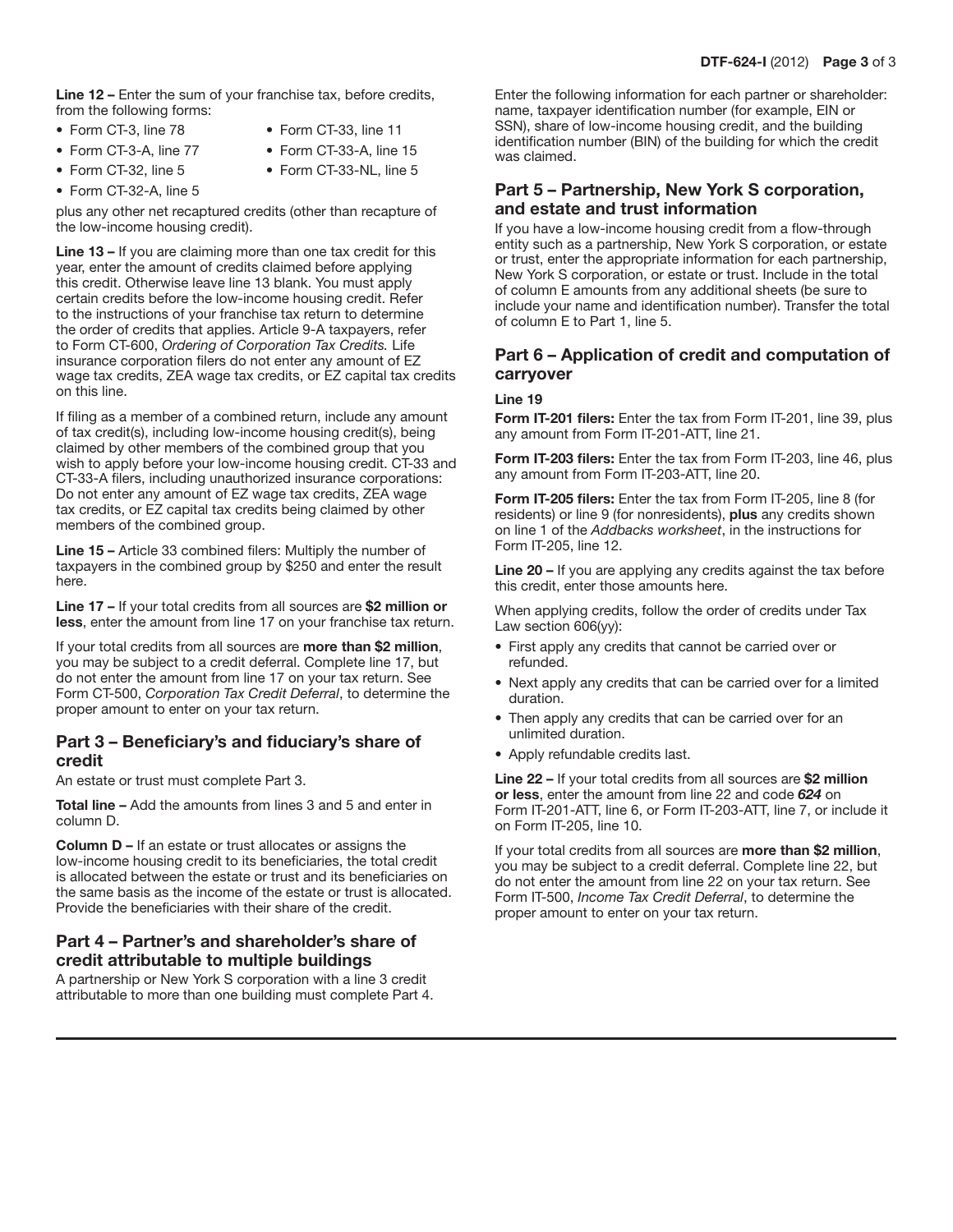**Line 12 –** Enter the sum of your franchise tax, before credits, from the following forms:

- Form CT-3, line 78
- Form CT-3-A, line 77
- Form CT-32, line 5
- Form CT-32-A, line 5
- Form CT-33, line 11
- Form CT-33-A, line 15
- Form CT-33-NL, line 5

plus any other net recaptured credits (other than recapture of the low-income housing credit).

**Line 13 –** If you are claiming more than one tax credit for this year, enter the amount of credits claimed before applying this credit. Otherwise leave line 13 blank. You must apply certain credits before the low-income housing credit. Refer to the instructions of your franchise tax return to determine the order of credits that applies. Article 9-A taxpayers, refer to Form CT-600, *Ordering of Corporation Tax Credits.* Life insurance corporation filers do not enter any amount of EZ wage tax credits, ZEA wage tax credits, or EZ capital tax credits on this line.

If filing as a member of a combined return, include any amount of tax credit(s), including low-income housing credit(s), being claimed by other members of the combined group that you wish to apply before your low-income housing credit. CT-33 and CT-33-A filers, including unauthorized insurance corporations: Do not enter any amount of EZ wage tax credits, ZEA wage tax credits, or EZ capital tax credits being claimed by other members of the combined group.

**Line 15 –** Article 33 combined filers: Multiply the number of taxpayers in the combined group by $250 and enter the result here.

**Line 17 –** If your total credits from all sources are **$2 million or less**, enter the amount from line 17 on your franchise tax return.

If your total credits from all sources are **more than $2 million**, you may be subject to a credit deferral. Complete line 17, but do not enter the amount from line 17 on your tax return. See Form CT-500, *Corporation Tax Credit Deferral*, to determine the proper amount to enter on your tax return.

## Part 3 – Beneficiary's and fiduciary's share of credit

An estate or trust must complete Part 3.

**Total line –** Add the amounts from lines 3 and 5 and enter in column D.

**Column D –** If an estate or trust allocates or assigns the low-income housing credit to its beneficiaries, the total credit is allocated between the estate or trust and its beneficiaries on the same basis as the income of the estate or trust is allocated. Provide the beneficiaries with their share of the credit.

## Part 4 – Partner's and shareholder's share of credit attributable to multiple buildings

A partnership or New York S corporation with a line 3 credit attributable to more than one building must complete Part 4.

Enter the following information for each partner or shareholder: name, taxpayer identification number (for example, EIN or SSN), share of low-income housing credit, and the building identification number (BIN) of the building for which the credit was claimed.

## Part 5 – Partnership, New York S corporation, and estate and trust information

If you have a low-income housing credit from a flow-through entity such as a partnership, New York S corporation, or estate or trust, enter the appropriate information for each partnership, New York S corporation, or estate or trust. Include in the total of column E amounts from any additional sheets (be sure to include your name and identification number). Transfer the total of column E to Part 1, line 5.

## Part 6 – Application of credit and computation of carryover

**Line 19**

**Form IT-201 filers:** Enter the tax from Form IT-201, line 39, plus any amount from Form IT-201-ATT, line 21.

**Form IT-203 filers:** Enter the tax from Form IT-203, line 46, plus any amount from Form IT-203-ATT, line 20.

**Form IT-205 filers:** Enter the tax from Form IT-205, line 8 (for residents) or line 9 (for nonresidents), **plus** any credits shown on line 1 of the *Addbacks worksheet*, in the instructions for Form IT-205, line 12.

**Line 20 –** If you are applying any credits against the tax before this credit, enter those amounts here.

When applying credits, follow the order of credits under Tax Law section 606(yy):

- First apply any credits that cannot be carried over or refunded.
- Next apply any credits that can be carried over for a limited duration.
- Then apply any credits that can be carried over for an unlimited duration.
- Apply refundable credits last.

**Line 22 –** If your total credits from all sources are **$2 million or less**, enter the amount from line 22 and code ***624*** on Form IT-201-ATT, line 6, or Form IT-203-ATT, line 7, or include it on Form IT-205, line 10.

If your total credits from all sources are **more than $2 million**, you may be subject to a credit deferral. Complete line 22, but do not enter the amount from line 22 on your tax return. See Form IT-500, *Income Tax Credit Deferral*, to determine the proper amount to enter on your tax return.